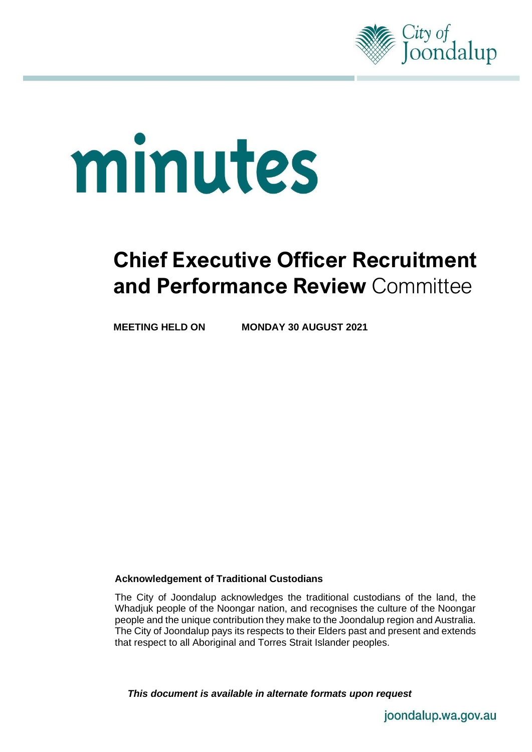City of Joondalup

# minutes

## Chief Executive Officer Recruitment and Performance Review Committee

**MEETING HELD ON MONDAY 30 AUGUST 2021**

**Acknowledgement of Traditional Custodians**

The City of Joondalup acknowledges the traditional custodians of the land, the Whadjuk people of the Noongar nation, and recognises the culture of the Noongar people and the unique contribution they make to the Joondalup region and Australia. The City of Joondalup pays its respects to their Elders past and present and extends that respect to all Aboriginal and Torres Strait Islander peoples.

***This document is available in alternate formats upon request***

joondalup.wa.gov.au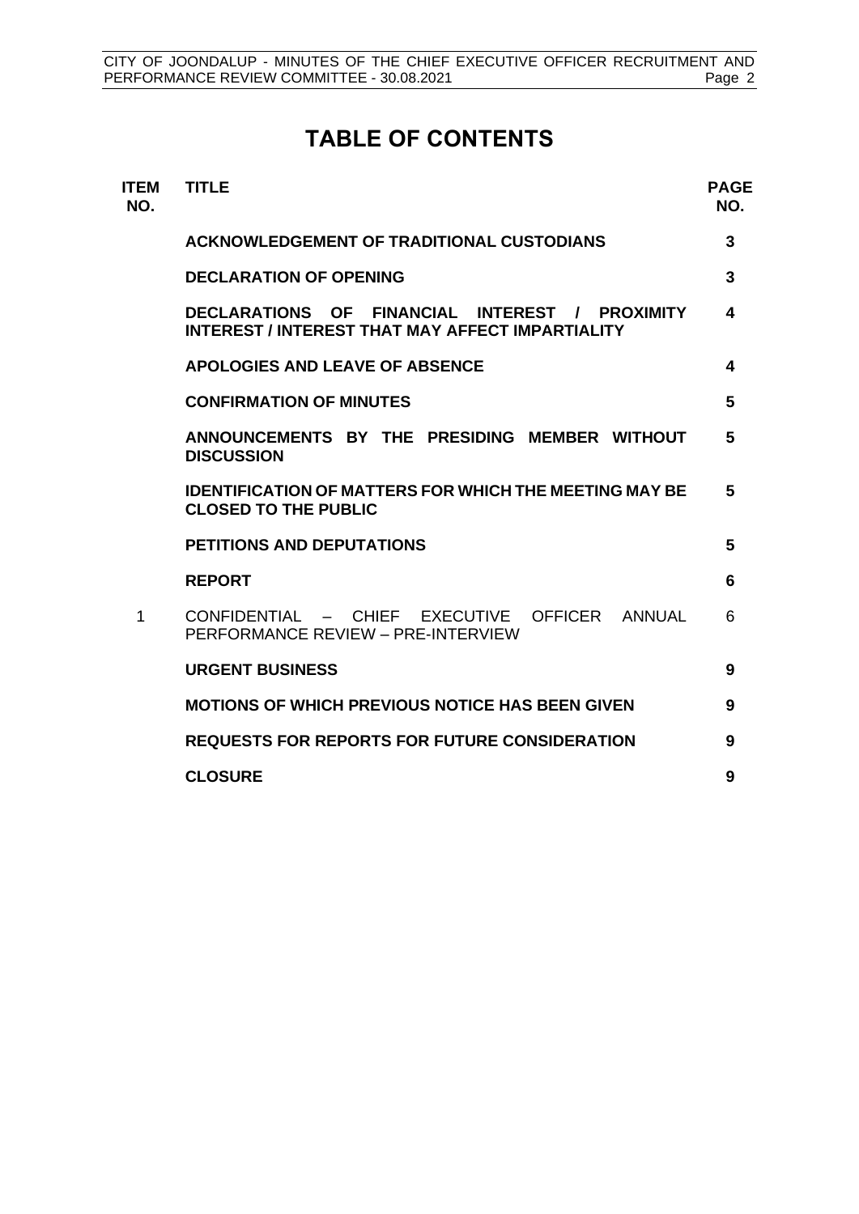# TABLE OF CONTENTS

| ITEM NO. | TITLE | PAGE NO. |
|---|---|---|
| | **ACKNOWLEDGEMENT OF TRADITIONAL CUSTODIANS** | **3** |
| | **DECLARATION OF OPENING** | **3** |
| | **DECLARATIONS OF FINANCIAL INTEREST / PROXIMITY INTEREST / INTEREST THAT MAY AFFECT IMPARTIALITY** | **4** |
| | **APOLOGIES AND LEAVE OF ABSENCE** | **4** |
| | **CONFIRMATION OF MINUTES** | **5** |
| | **ANNOUNCEMENTS BY THE PRESIDING MEMBER WITHOUT DISCUSSION** | **5** |
| | **IDENTIFICATION OF MATTERS FOR WHICH THE MEETING MAY BE CLOSED TO THE PUBLIC** | **5** |
| | **PETITIONS AND DEPUTATIONS** | **5** |
| | **REPORT** | **6** |
| 1 | CONFIDENTIAL – CHIEF EXECUTIVE OFFICER ANNUAL PERFORMANCE REVIEW – PRE-INTERVIEW | 6 |
| | **URGENT BUSINESS** | **9** |
| | **MOTIONS OF WHICH PREVIOUS NOTICE HAS BEEN GIVEN** | **9** |
| | **REQUESTS FOR REPORTS FOR FUTURE CONSIDERATION** | **9** |
| | **CLOSURE** | **9** |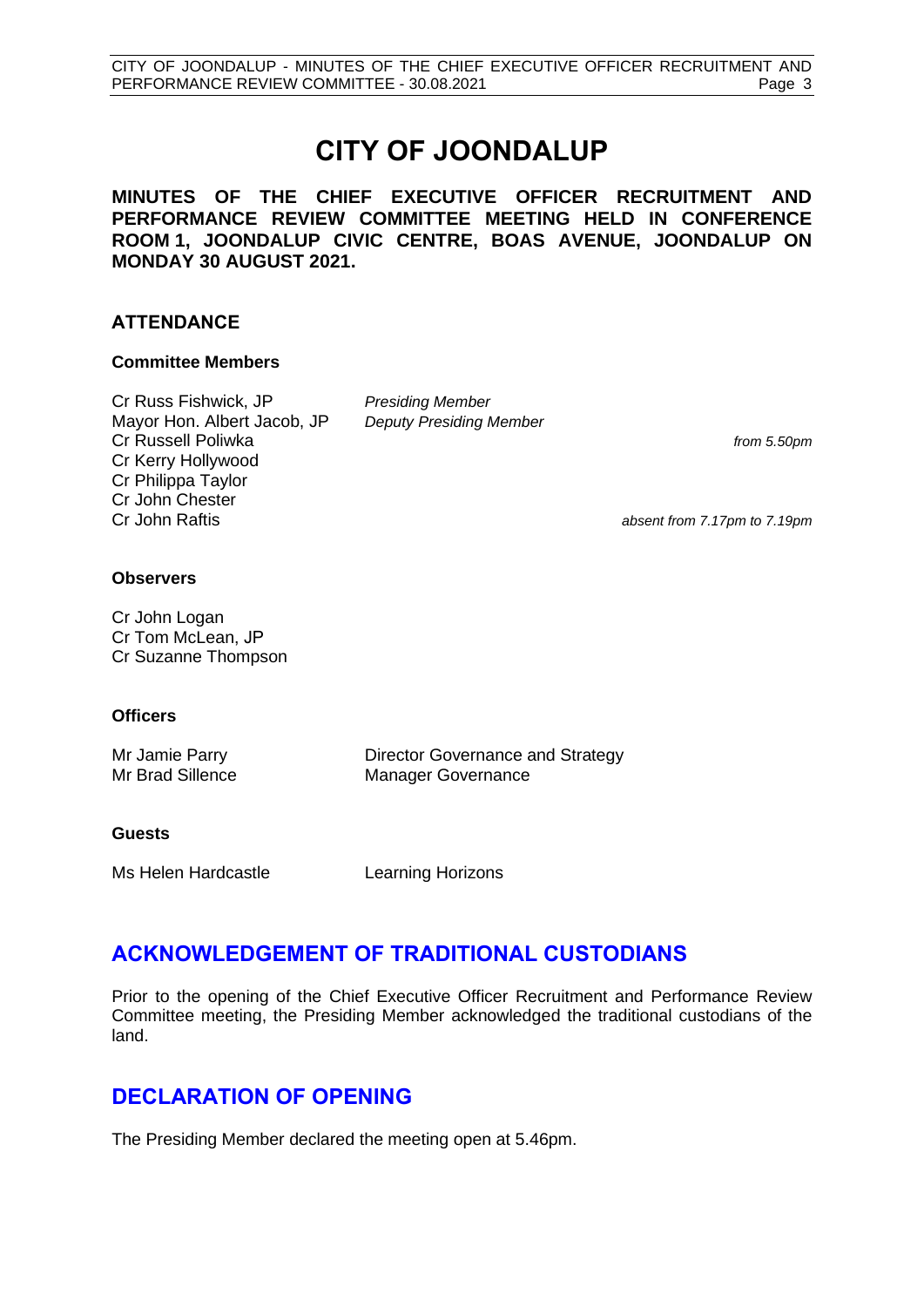# CITY OF JOONDALUP

**MINUTES OF THE CHIEF EXECUTIVE OFFICER RECRUITMENT AND PERFORMANCE REVIEW COMMITTEE MEETING HELD IN CONFERENCE ROOM 1, JOONDALUP CIVIC CENTRE, BOAS AVENUE, JOONDALUP ON MONDAY 30 AUGUST 2021.**

## ATTENDANCE

### Committee Members

| | | |
|---|---|---|
| Cr Russ Fishwick, JP | *Presiding Member* | |
| Mayor Hon. Albert Jacob, JP | *Deputy Presiding Member* | |
| Cr Russell Poliwka | | *from 5.50pm* |
| Cr Kerry Hollywood | | |
| Cr Philippa Taylor | | |
| Cr John Chester | | |
| Cr John Raftis | | *absent from 7.17pm to 7.19pm* |

### Observers

Cr John Logan
Cr Tom McLean, JP
Cr Suzanne Thompson

### Officers

| | |
|---|---|
| Mr Jamie Parry | Director Governance and Strategy |
| Mr Brad Sillence | Manager Governance |

### Guests

| | |
|---|---|
| Ms Helen Hardcastle | Learning Horizons |

## ACKNOWLEDGEMENT OF TRADITIONAL CUSTODIANS

Prior to the opening of the Chief Executive Officer Recruitment and Performance Review Committee meeting, the Presiding Member acknowledged the traditional custodians of the land.

## DECLARATION OF OPENING

The Presiding Member declared the meeting open at 5.46pm.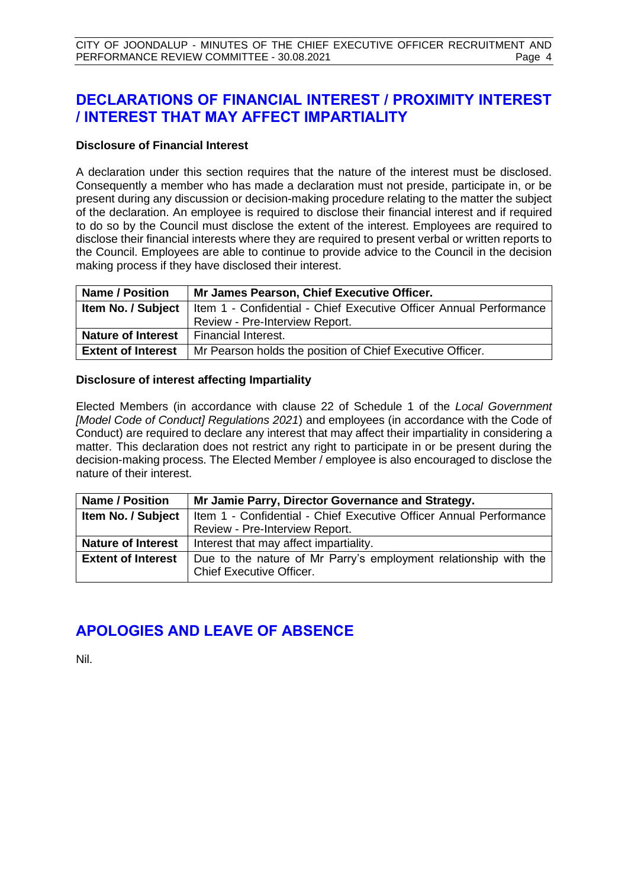## DECLARATIONS OF FINANCIAL INTEREST / PROXIMITY INTEREST / INTEREST THAT MAY AFFECT IMPARTIALITY

**Disclosure of Financial Interest**

A declaration under this section requires that the nature of the interest must be disclosed. Consequently a member who has made a declaration must not preside, participate in, or be present during any discussion or decision-making procedure relating to the matter the subject of the declaration. An employee is required to disclose their financial interest and if required to do so by the Council must disclose the extent of the interest. Employees are required to disclose their financial interests where they are required to present verbal or written reports to the Council. Employees are able to continue to provide advice to the Council in the decision making process if they have disclosed their interest.

| **Name / Position** | **Mr James Pearson, Chief Executive Officer.** |
|---|---|
| **Item No. / Subject** | Item 1 - Confidential - Chief Executive Officer Annual Performance Review - Pre-Interview Report. |
| **Nature of Interest** | Financial Interest. |
| **Extent of Interest** | Mr Pearson holds the position of Chief Executive Officer. |

**Disclosure of interest affecting Impartiality**

Elected Members (in accordance with clause 22 of Schedule 1 of the *Local Government [Model Code of Conduct] Regulations 2021*) and employees (in accordance with the Code of Conduct) are required to declare any interest that may affect their impartiality in considering a matter. This declaration does not restrict any right to participate in or be present during the decision-making process. The Elected Member / employee is also encouraged to disclose the nature of their interest.

| **Name / Position** | **Mr Jamie Parry, Director Governance and Strategy.** |
|---|---|
| **Item No. / Subject** | Item 1 - Confidential - Chief Executive Officer Annual Performance Review - Pre-Interview Report. |
| **Nature of Interest** | Interest that may affect impartiality. |
| **Extent of Interest** | Due to the nature of Mr Parry's employment relationship with the Chief Executive Officer. |

## APOLOGIES AND LEAVE OF ABSENCE

Nil.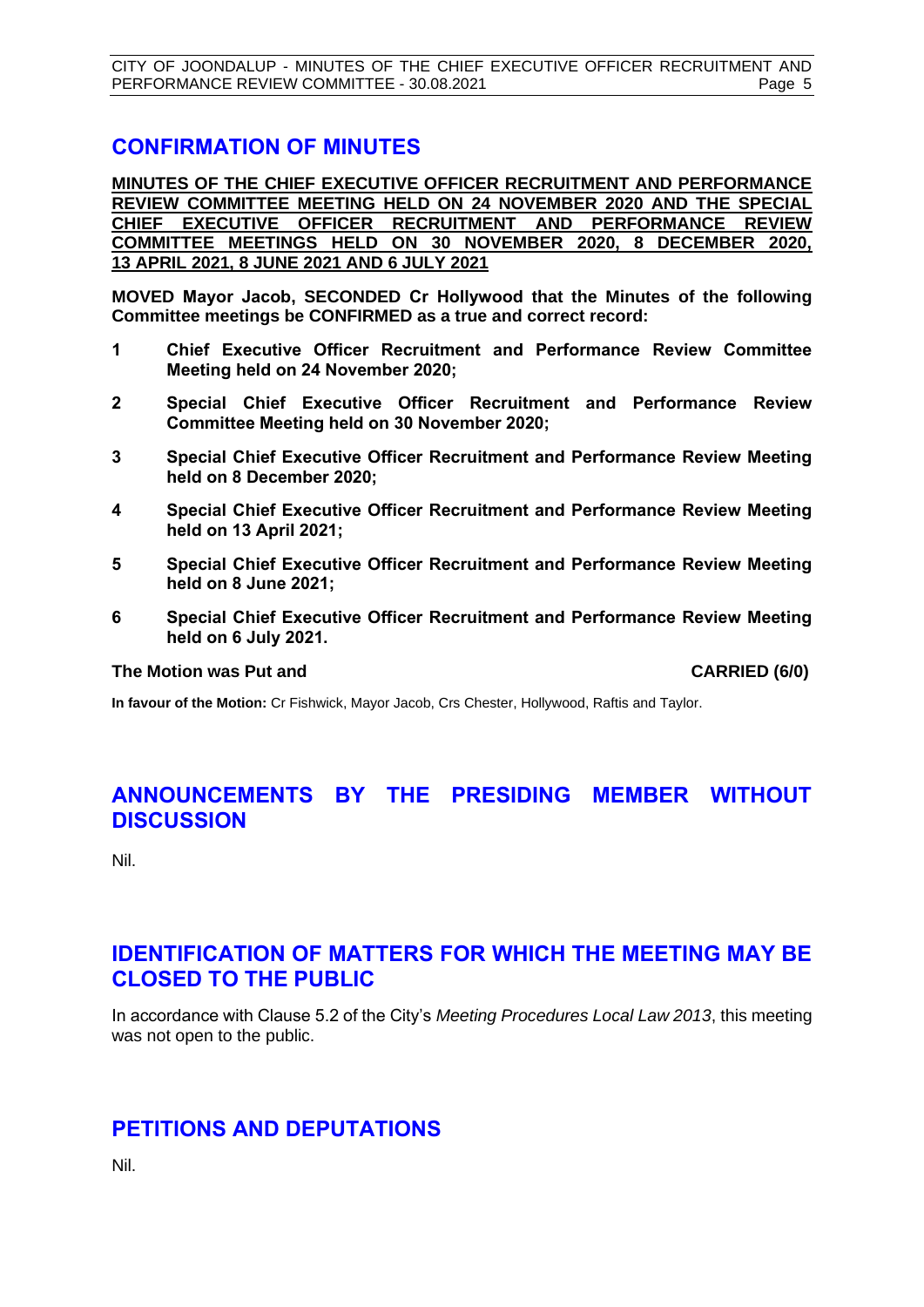## CONFIRMATION OF MINUTES

**MINUTES OF THE CHIEF EXECUTIVE OFFICER RECRUITMENT AND PERFORMANCE REVIEW COMMITTEE MEETING HELD ON 24 NOVEMBER 2020 AND THE SPECIAL CHIEF EXECUTIVE OFFICER RECRUITMENT AND PERFORMANCE REVIEW COMMITTEE MEETINGS HELD ON 30 NOVEMBER 2020, 8 DECEMBER 2020, 13 APRIL 2021, 8 JUNE 2021 AND 6 JULY 2021**

**MOVED Mayor Jacob, SECONDED Cr Hollywood that the Minutes of the following Committee meetings be CONFIRMED as a true and correct record:**

**1 Chief Executive Officer Recruitment and Performance Review Committee Meeting held on 24 November 2020;**

**2 Special Chief Executive Officer Recruitment and Performance Review Committee Meeting held on 30 November 2020;**

**3 Special Chief Executive Officer Recruitment and Performance Review Meeting held on 8 December 2020;**

**4 Special Chief Executive Officer Recruitment and Performance Review Meeting held on 13 April 2021;**

**5 Special Chief Executive Officer Recruitment and Performance Review Meeting held on 8 June 2021;**

**6 Special Chief Executive Officer Recruitment and Performance Review Meeting held on 6 July 2021.**

**The Motion was Put and** **CARRIED (6/0)**

**In favour of the Motion:** Cr Fishwick, Mayor Jacob, Crs Chester, Hollywood, Raftis and Taylor.

## ANNOUNCEMENTS BY THE PRESIDING MEMBER WITHOUT DISCUSSION

Nil.

## IDENTIFICATION OF MATTERS FOR WHICH THE MEETING MAY BE CLOSED TO THE PUBLIC

In accordance with Clause 5.2 of the City's *Meeting Procedures Local Law 2013*, this meeting was not open to the public.

## PETITIONS AND DEPUTATIONS

Nil.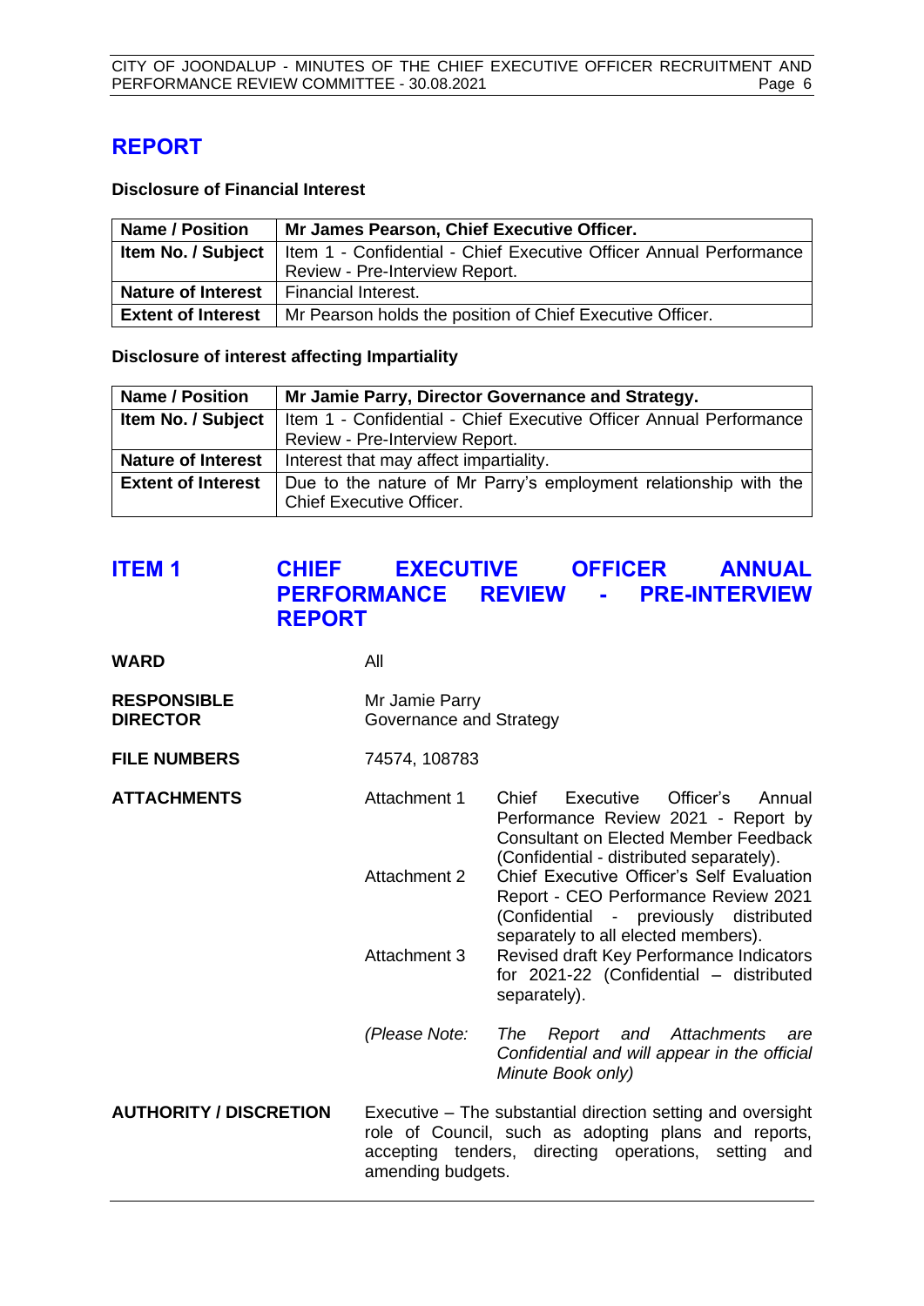# REPORT

**Disclosure of Financial Interest**

| **Name / Position** | **Mr James Pearson, Chief Executive Officer.** |
|---|---|
| **Item No. / Subject** | Item 1 - Confidential - Chief Executive Officer Annual Performance Review - Pre-Interview Report. |
| **Nature of Interest** | Financial Interest. |
| **Extent of Interest** | Mr Pearson holds the position of Chief Executive Officer. |

**Disclosure of interest affecting Impartiality**

| **Name / Position** | **Mr Jamie Parry, Director Governance and Strategy.** |
|---|---|
| **Item No. / Subject** | Item 1 - Confidential - Chief Executive Officer Annual Performance Review - Pre-Interview Report. |
| **Nature of Interest** | Interest that may affect impartiality. |
| **Extent of Interest** | Due to the nature of Mr Parry's employment relationship with the Chief Executive Officer. |

## ITEM 1 CHIEF EXECUTIVE OFFICER ANNUAL PERFORMANCE REVIEW - PRE-INTERVIEW REPORT

**WARD** All

**RESPONSIBLE DIRECTOR** Mr Jamie Parry
Governance and Strategy

**FILE NUMBERS** 74574, 108783

**ATTACHMENTS**

Attachment 1 Chief Executive Officer's Annual Performance Review 2021 - Report by Consultant on Elected Member Feedback (Confidential - distributed separately).

Attachment 2 Chief Executive Officer's Self Evaluation Report - CEO Performance Review 2021 (Confidential - previously distributed separately to all elected members).

Attachment 3 Revised draft Key Performance Indicators for 2021-22 (Confidential – distributed separately).

*(Please Note: The Report and Attachments are Confidential and will appear in the official Minute Book only)*

**AUTHORITY / DISCRETION** Executive – The substantial direction setting and oversight role of Council, such as adopting plans and reports, accepting tenders, directing operations, setting and amending budgets.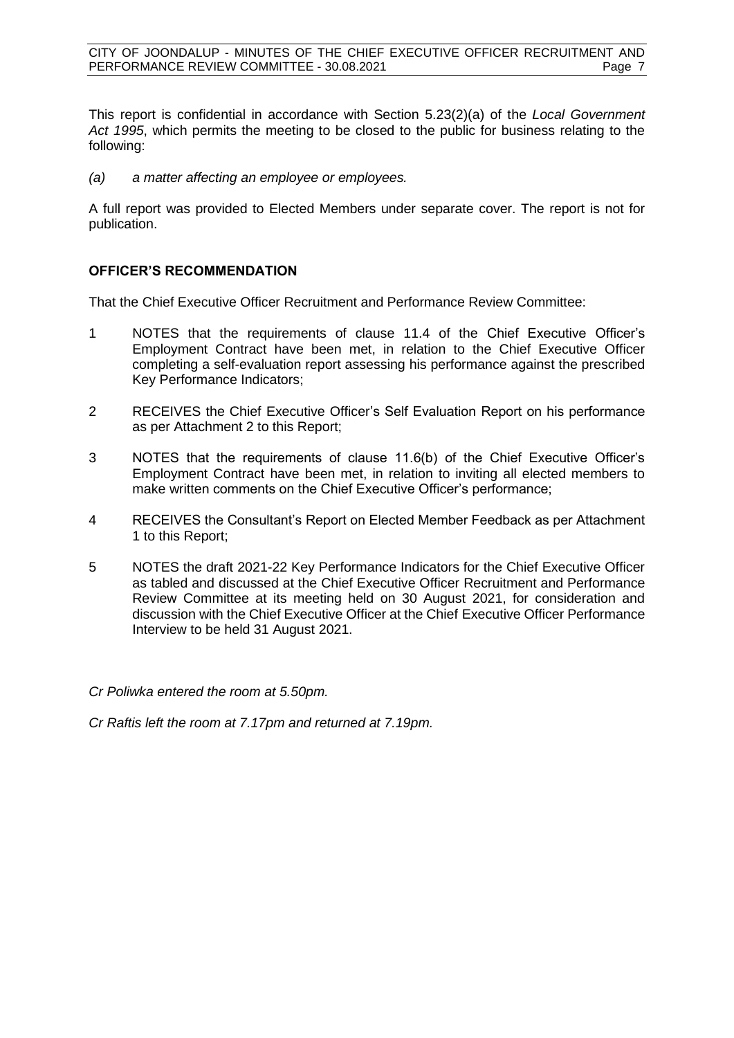This report is confidential in accordance with Section 5.23(2)(a) of the *Local Government Act 1995*, which permits the meeting to be closed to the public for business relating to the following:

*(a) a matter affecting an employee or employees.*

A full report was provided to Elected Members under separate cover. The report is not for publication.

## OFFICER'S RECOMMENDATION

That the Chief Executive Officer Recruitment and Performance Review Committee:

1. NOTES that the requirements of clause 11.4 of the Chief Executive Officer's Employment Contract have been met, in relation to the Chief Executive Officer completing a self-evaluation report assessing his performance against the prescribed Key Performance Indicators;
2. RECEIVES the Chief Executive Officer's Self Evaluation Report on his performance as per Attachment 2 to this Report;
3. NOTES that the requirements of clause 11.6(b) of the Chief Executive Officer's Employment Contract have been met, in relation to inviting all elected members to make written comments on the Chief Executive Officer's performance;
4. RECEIVES the Consultant's Report on Elected Member Feedback as per Attachment 1 to this Report;
5. NOTES the draft 2021-22 Key Performance Indicators for the Chief Executive Officer as tabled and discussed at the Chief Executive Officer Recruitment and Performance Review Committee at its meeting held on 30 August 2021, for consideration and discussion with the Chief Executive Officer at the Chief Executive Officer Performance Interview to be held 31 August 2021.

*Cr Poliwka entered the room at 5.50pm.*

*Cr Raftis left the room at 7.17pm and returned at 7.19pm.*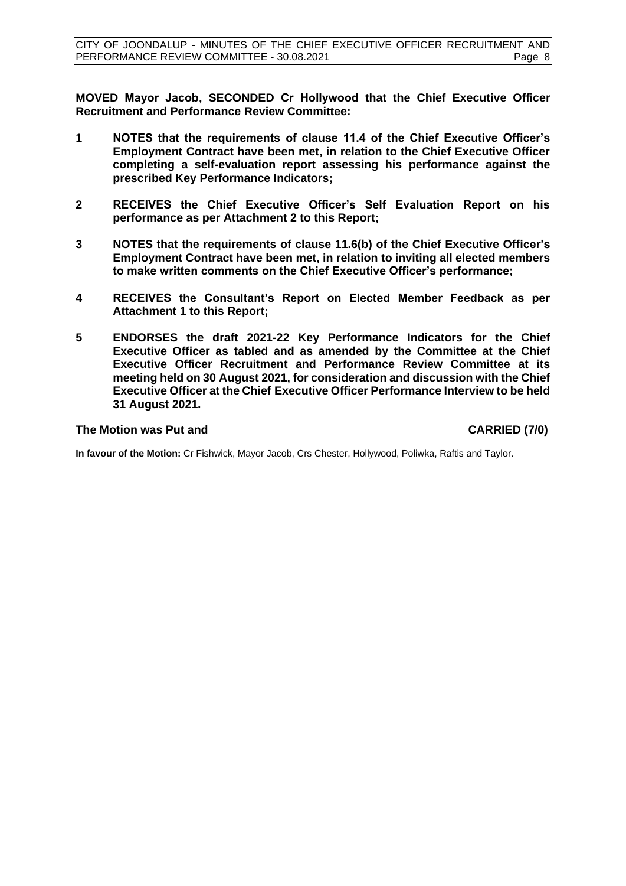**MOVED Mayor Jacob, SECONDED Cr Hollywood that the Chief Executive Officer Recruitment and Performance Review Committee:**

1. **NOTES that the requirements of clause 11.4 of the Chief Executive Officer's Employment Contract have been met, in relation to the Chief Executive Officer completing a self-evaluation report assessing his performance against the prescribed Key Performance Indicators;**

2. **RECEIVES the Chief Executive Officer's Self Evaluation Report on his performance as per Attachment 2 to this Report;**

3. **NOTES that the requirements of clause 11.6(b) of the Chief Executive Officer's Employment Contract have been met, in relation to inviting all elected members to make written comments on the Chief Executive Officer's performance;**

4. **RECEIVES the Consultant's Report on Elected Member Feedback as per Attachment 1 to this Report;**

5. **ENDORSES the draft 2021-22 Key Performance Indicators for the Chief Executive Officer as tabled and as amended by the Committee at the Chief Executive Officer Recruitment and Performance Review Committee at its meeting held on 30 August 2021, for consideration and discussion with the Chief Executive Officer at the Chief Executive Officer Performance Interview to be held 31 August 2021.**

**The Motion was Put and CARRIED (7/0)**

**In favour of the Motion:** Cr Fishwick, Mayor Jacob, Crs Chester, Hollywood, Poliwka, Raftis and Taylor.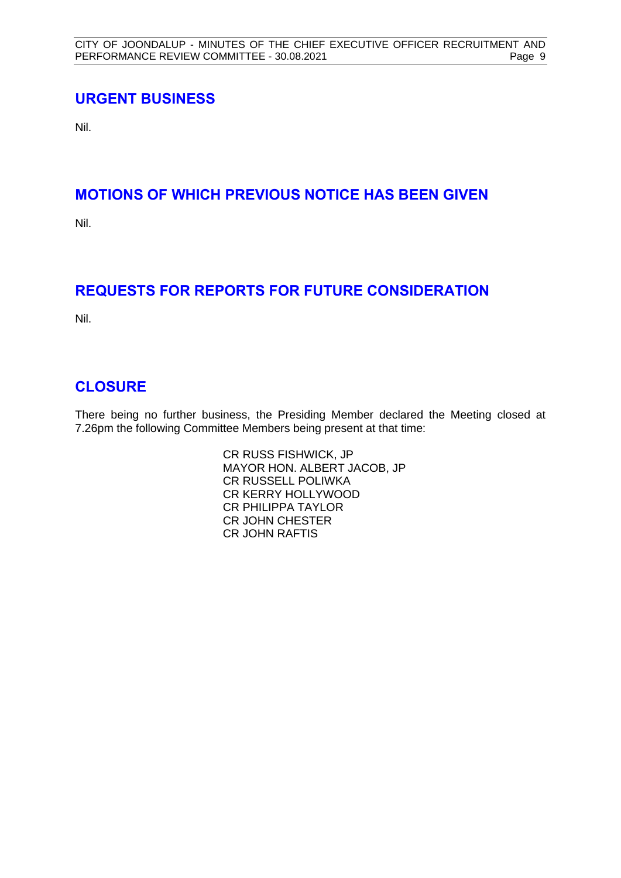## URGENT BUSINESS

Nil.

## MOTIONS OF WHICH PREVIOUS NOTICE HAS BEEN GIVEN

Nil.

## REQUESTS FOR REPORTS FOR FUTURE CONSIDERATION

Nil.

## CLOSURE

There being no further business, the Presiding Member declared the Meeting closed at 7.26pm the following Committee Members being present at that time:

CR RUSS FISHWICK, JP
MAYOR HON. ALBERT JACOB, JP
CR RUSSELL POLIWKA
CR KERRY HOLLYWOOD
CR PHILIPPA TAYLOR
CR JOHN CHESTER
CR JOHN RAFTIS